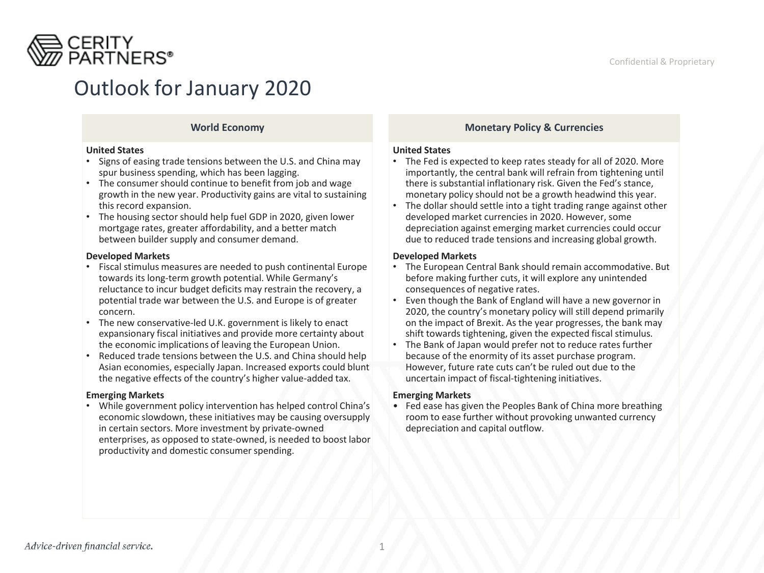# Outlook for January 2020

## World Economy

**United States**

- Signs of easing trade tensions between the U.S. and China may spur business spending, which has been lagging.
- The consumer should continue to benefit from job and wage growth in the new year. Productivity gains are vital to sustaining this record expansion.
- The housing sector should help fuel GDP in 2020, given lower mortgage rates, greater affordability, and a better match between builder supply and consumer demand.

**Developed Markets**

- Fiscal stimulus measures are needed to push continental Europe towards its long-term growth potential. While Germany's reluctance to incur budget deficits may restrain the recovery, a potential trade war between the U.S. and Europe is of greater concern.
- The new conservative-led U.K. government is likely to enact expansionary fiscal initiatives and provide more certainty about the economic implications of leaving the European Union.
- Reduced trade tensions between the U.S. and China should help Asian economies, especially Japan. Increased exports could blunt the negative effects of the country's higher value-added tax.

**Emerging Markets**

- While government policy intervention has helped control China's economic slowdown, these initiatives may be causing oversupply in certain sectors. More investment by private-owned enterprises, as opposed to state-owned, is needed to boost labor productivity and domestic consumer spending.

## Monetary Policy & Currencies

**United States**

- The Fed is expected to keep rates steady for all of 2020. More importantly, the central bank will refrain from tightening until there is substantial inflationary risk. Given the Fed's stance, monetary policy should not be a growth headwind this year.
- The dollar should settle into a tight trading range against other developed market currencies in 2020. However, some depreciation against emerging market currencies could occur due to reduced trade tensions and increasing global growth.

**Developed Markets**

- The European Central Bank should remain accommodative. But before making further cuts, it will explore any unintended consequences of negative rates.
- Even though the Bank of England will have a new governor in 2020, the country's monetary policy will still depend primarily on the impact of Brexit. As the year progresses, the bank may shift towards tightening, given the expected fiscal stimulus.
- The Bank of Japan would prefer not to reduce rates further because of the enormity of its asset purchase program. However, future rate cuts can't be ruled out due to the uncertain impact of fiscal-tightening initiatives.

**Emerging Markets**

- Fed ease has given the Peoples Bank of China more breathing room to ease further without provoking unwanted currency depreciation and capital outflow.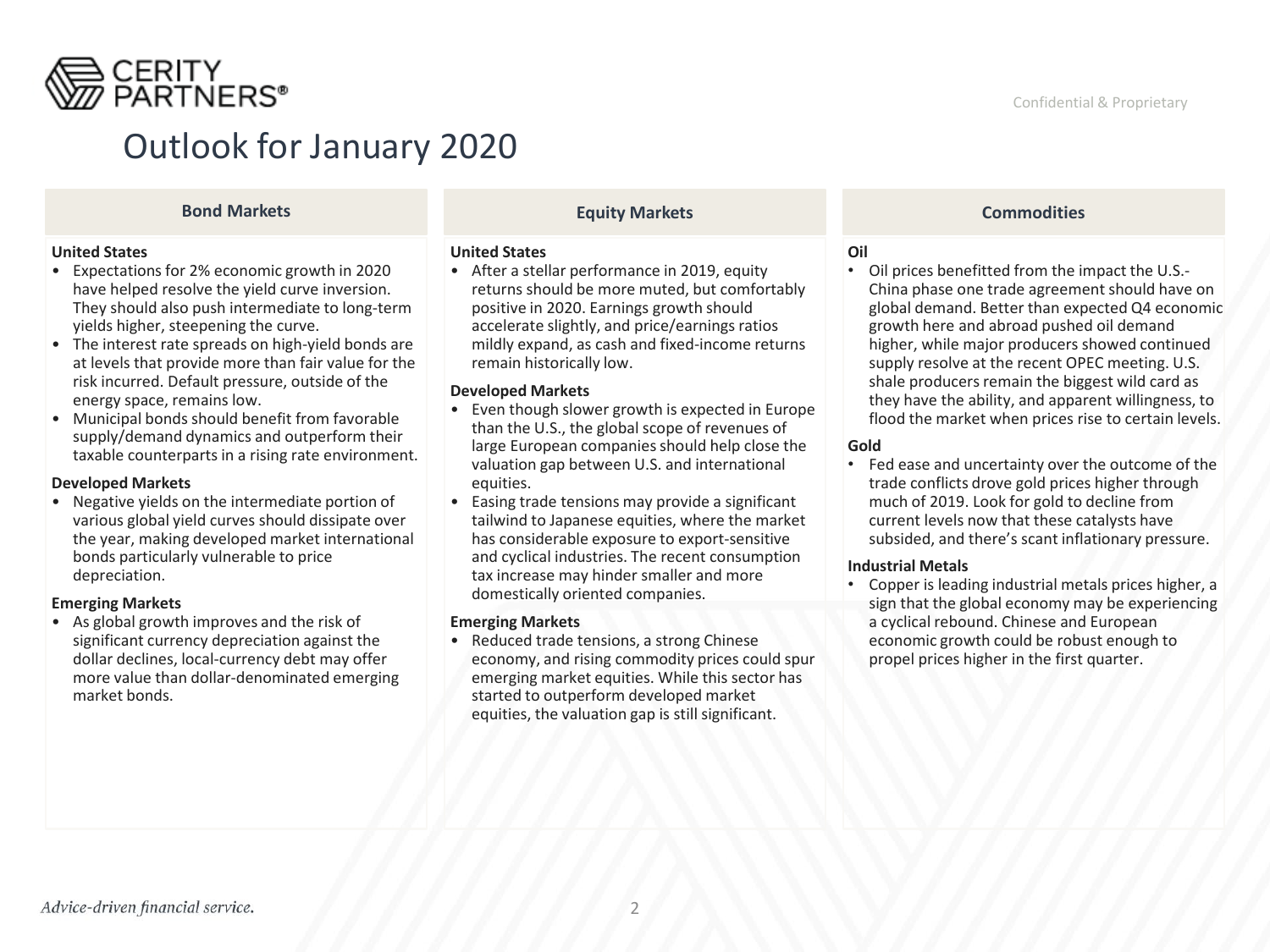# Outlook for January 2020

## Bond Markets

### United States

- Expectations for 2% economic growth in 2020 have helped resolve the yield curve inversion. They should also push intermediate to long-term yields higher, steepening the curve.
- The interest rate spreads on high-yield bonds are at levels that provide more than fair value for the risk incurred. Default pressure, outside of the energy space, remains low.
- Municipal bonds should benefit from favorable supply/demand dynamics and outperform their taxable counterparts in a rising rate environment.

### Developed Markets

- Negative yields on the intermediate portion of various global yield curves should dissipate over the year, making developed market international bonds particularly vulnerable to price depreciation.

### Emerging Markets

- As global growth improves and the risk of significant currency depreciation against the dollar declines, local-currency debt may offer more value than dollar-denominated emerging market bonds.

## Equity Markets

### United States

- After a stellar performance in 2019, equity returns should be more muted, but comfortably positive in 2020. Earnings growth should accelerate slightly, and price/earnings ratios mildly expand, as cash and fixed-income returns remain historically low.

### Developed Markets

- Even though slower growth is expected in Europe than the U.S., the global scope of revenues of large European companies should help close the valuation gap between U.S. and international equities.
- Easing trade tensions may provide a significant tailwind to Japanese equities, where the market has considerable exposure to export-sensitive and cyclical industries. The recent consumption tax increase may hinder smaller and more domestically oriented companies.

### Emerging Markets

- Reduced trade tensions, a strong Chinese economy, and rising commodity prices could spur emerging market equities. While this sector has started to outperform developed market equities, the valuation gap is still significant.

## Commodities

### Oil

- Oil prices benefitted from the impact the U.S.-China phase one trade agreement should have on global demand. Better than expected Q4 economic growth here and abroad pushed oil demand higher, while major producers showed continued supply resolve at the recent OPEC meeting. U.S. shale producers remain the biggest wild card as they have the ability, and apparent willingness, to flood the market when prices rise to certain levels.

### Gold

- Fed ease and uncertainty over the outcome of the trade conflicts drove gold prices higher through much of 2019. Look for gold to decline from current levels now that these catalysts have subsided, and there's scant inflationary pressure.

### Industrial Metals

- Copper is leading industrial metals prices higher, a sign that the global economy may be experiencing a cyclical rebound. Chinese and European economic growth could be robust enough to propel prices higher in the first quarter.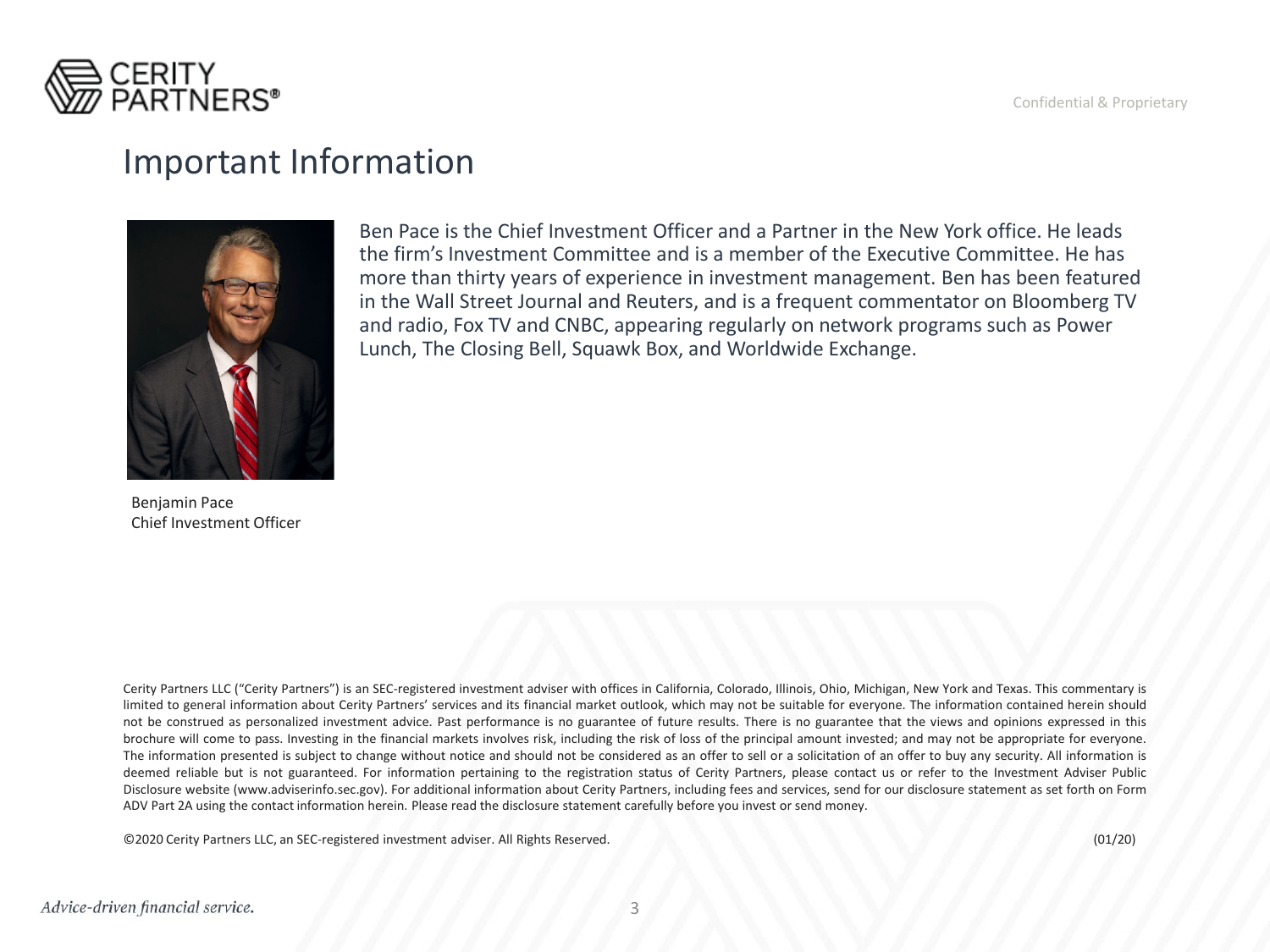# Important Information

Ben Pace is the Chief Investment Officer and a Partner in the New York office. He leads the firm's Investment Committee and is a member of the Executive Committee. He has more than thirty years of experience in investment management. Ben has been featured in the Wall Street Journal and Reuters, and is a frequent commentator on Bloomberg TV and radio, Fox TV and CNBC, appearing regularly on network programs such as Power Lunch, The Closing Bell, Squawk Box, and Worldwide Exchange.

Benjamin Pace
Chief Investment Officer

Cerity Partners LLC ("Cerity Partners") is an SEC-registered investment adviser with offices in California, Colorado, Illinois, Ohio, Michigan, New York and Texas. This commentary is limited to general information about Cerity Partners' services and its financial market outlook, which may not be suitable for everyone. The information contained herein should not be construed as personalized investment advice. Past performance is no guarantee of future results. There is no guarantee that the views and opinions expressed in this brochure will come to pass. Investing in the financial markets involves risk, including the risk of loss of the principal amount invested; and may not be appropriate for everyone. The information presented is subject to change without notice and should not be considered as an offer to sell or a solicitation of an offer to buy any security. All information is deemed reliable but is not guaranteed. For information pertaining to the registration status of Cerity Partners, please contact us or refer to the Investment Adviser Public Disclosure website (www.adviserinfo.sec.gov). For additional information about Cerity Partners, including fees and services, send for our disclosure statement as set forth on Form ADV Part 2A using the contact information herein. Please read the disclosure statement carefully before you invest or send money.

©2020 Cerity Partners LLC, an SEC-registered investment adviser. All Rights Reserved.

(01/20)